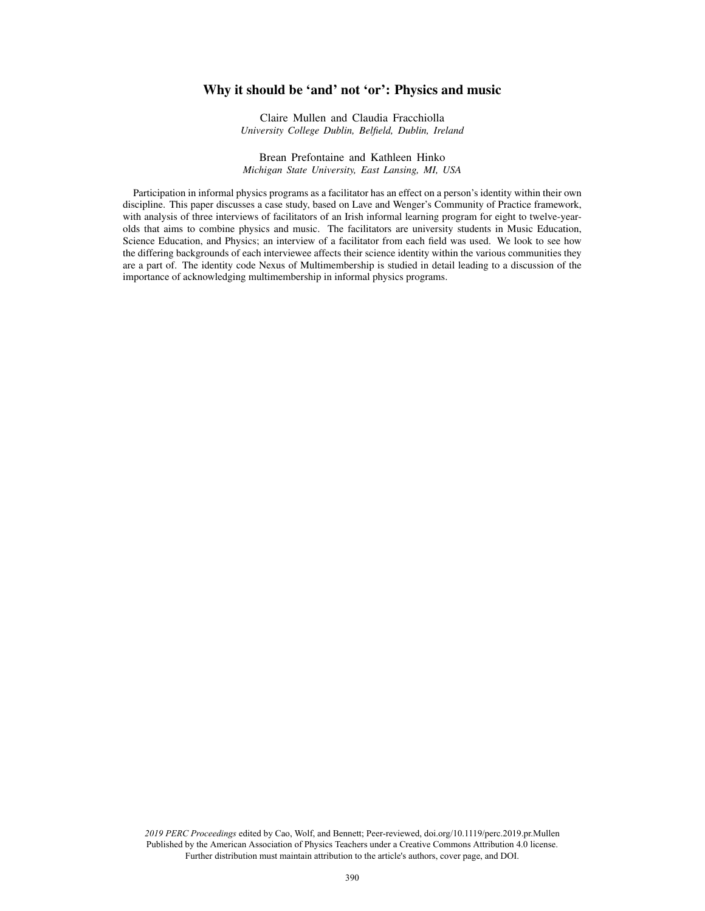# Why it should be 'and' not 'or': Physics and music

Claire Mullen and Claudia Fracchiolla
*University College Dublin, Belfield, Dublin, Ireland*

Brean Prefontaine and Kathleen Hinko
*Michigan State University, East Lansing, MI, USA*

Participation in informal physics programs as a facilitator has an effect on a person's identity within their own discipline. This paper discusses a case study, based on Lave and Wenger's Community of Practice framework, with analysis of three interviews of facilitators of an Irish informal learning program for eight to twelve-year-olds that aims to combine physics and music. The facilitators are university students in Music Education, Science Education, and Physics; an interview of a facilitator from each field was used. We look to see how the differing backgrounds of each interviewee affects their science identity within the various communities they are a part of. The identity code Nexus of Multimembership is studied in detail leading to a discussion of the importance of acknowledging multimembership in informal physics programs.

*2019 PERC Proceedings* edited by Cao, Wolf, and Bennett; Peer-reviewed, doi.org/10.1119/perc.2019.pr.Mullen
Published by the American Association of Physics Teachers under a Creative Commons Attribution 4.0 license.
Further distribution must maintain attribution to the article's authors, cover page, and DOI.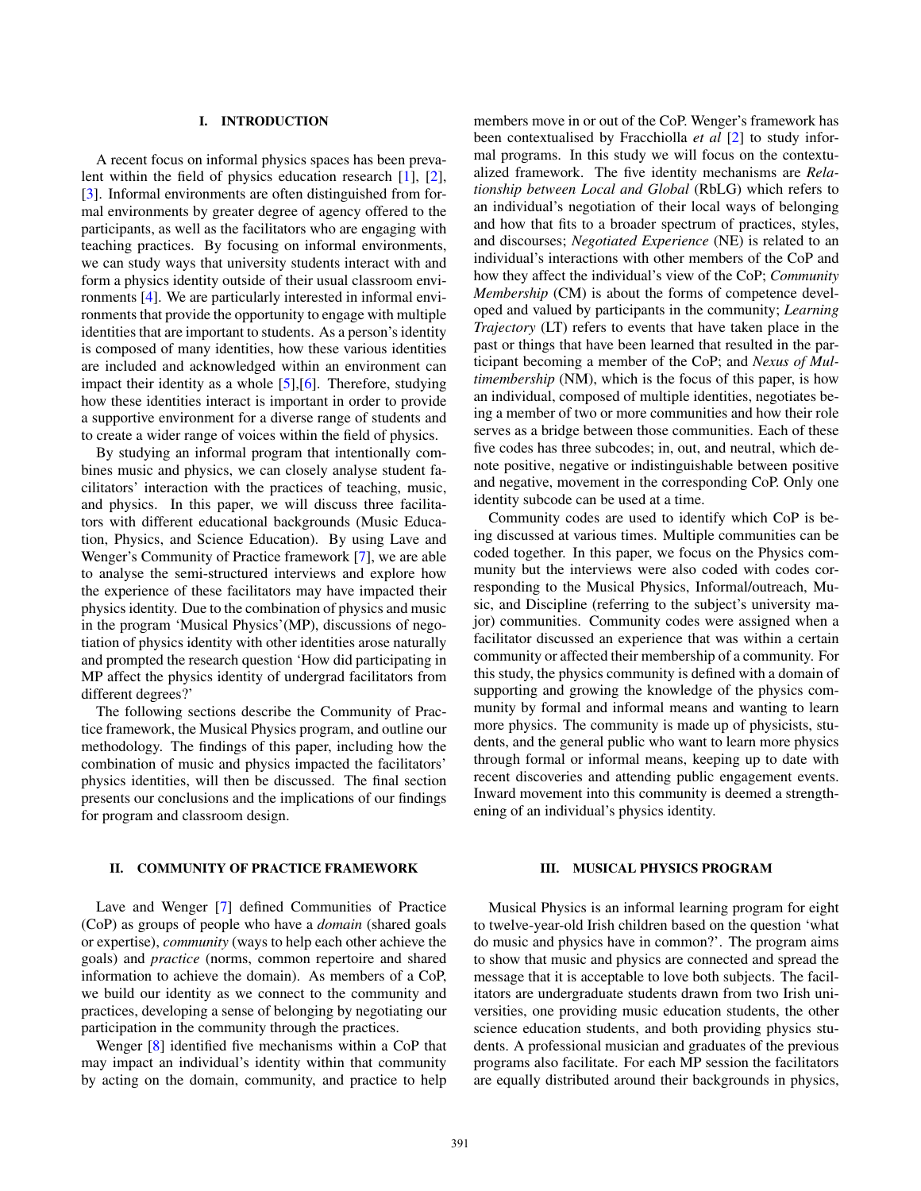## I. INTRODUCTION

A recent focus on informal physics spaces has been prevalent within the field of physics education research [1], [2], [3]. Informal environments are often distinguished from formal environments by greater degree of agency offered to the participants, as well as the facilitators who are engaging with teaching practices. By focusing on informal environments, we can study ways that university students interact with and form a physics identity outside of their usual classroom environments [4]. We are particularly interested in informal environments that provide the opportunity to engage with multiple identities that are important to students. As a person's identity is composed of many identities, how these various identities are included and acknowledged within an environment can impact their identity as a whole [5],[6]. Therefore, studying how these identities interact is important in order to provide a supportive environment for a diverse range of students and to create a wider range of voices within the field of physics.

By studying an informal program that intentionally combines music and physics, we can closely analyse student facilitators' interaction with the practices of teaching, music, and physics. In this paper, we will discuss three facilitators with different educational backgrounds (Music Education, Physics, and Science Education). By using Lave and Wenger's Community of Practice framework [7], we are able to analyse the semi-structured interviews and explore how the experience of these facilitators may have impacted their physics identity. Due to the combination of physics and music in the program 'Musical Physics'(MP), discussions of negotiation of physics identity with other identities arose naturally and prompted the research question 'How did participating in MP affect the physics identity of undergrad facilitators from different degrees?'

The following sections describe the Community of Practice framework, the Musical Physics program, and outline our methodology. The findings of this paper, including how the combination of music and physics impacted the facilitators' physics identities, will then be discussed. The final section presents our conclusions and the implications of our findings for program and classroom design.

## II. COMMUNITY OF PRACTICE FRAMEWORK

Lave and Wenger [7] defined Communities of Practice (CoP) as groups of people who have a *domain* (shared goals or expertise), *community* (ways to help each other achieve the goals) and *practice* (norms, common repertoire and shared information to achieve the domain). As members of a CoP, we build our identity as we connect to the community and practices, developing a sense of belonging by negotiating our participation in the community through the practices.

Wenger [8] identified five mechanisms within a CoP that may impact an individual's identity within that community by acting on the domain, community, and practice to help members move in or out of the CoP. Wenger's framework has been contextualised by Fracchiolla *et al* [2] to study informal programs. In this study we will focus on the contextualized framework. The five identity mechanisms are *Relationship between Local and Global* (RbLG) which refers to an individual's negotiation of their local ways of belonging and how that fits to a broader spectrum of practices, styles, and discourses; *Negotiated Experience* (NE) is related to an individual's interactions with other members of the CoP and how they affect the individual's view of the CoP; *Community Membership* (CM) is about the forms of competence developed and valued by participants in the community; *Learning Trajectory* (LT) refers to events that have taken place in the past or things that have been learned that resulted in the participant becoming a member of the CoP; and *Nexus of Multimembership* (NM), which is the focus of this paper, is how an individual, composed of multiple identities, negotiates being a member of two or more communities and how their role serves as a bridge between those communities. Each of these five codes has three subcodes; in, out, and neutral, which denote positive, negative or indistinguishable between positive and negative, movement in the corresponding CoP. Only one identity subcode can be used at a time.

Community codes are used to identify which CoP is being discussed at various times. Multiple communities can be coded together. In this paper, we focus on the Physics community but the interviews were also coded with codes corresponding to the Musical Physics, Informal/outreach, Music, and Discipline (referring to the subject's university major) communities. Community codes were assigned when a facilitator discussed an experience that was within a certain community or affected their membership of a community. For this study, the physics community is defined with a domain of supporting and growing the knowledge of the physics community by formal and informal means and wanting to learn more physics. The community is made up of physicists, students, and the general public who want to learn more physics through formal or informal means, keeping up to date with recent discoveries and attending public engagement events. Inward movement into this community is deemed a strengthening of an individual's physics identity.

## III. MUSICAL PHYSICS PROGRAM

Musical Physics is an informal learning program for eight to twelve-year-old Irish children based on the question 'what do music and physics have in common?'. The program aims to show that music and physics are connected and spread the message that it is acceptable to love both subjects. The facilitators are undergraduate students drawn from two Irish universities, one providing music education students, the other science education students, and both providing physics students. A professional musician and graduates of the previous programs also facilitate. For each MP session the facilitators are equally distributed around their backgrounds in physics,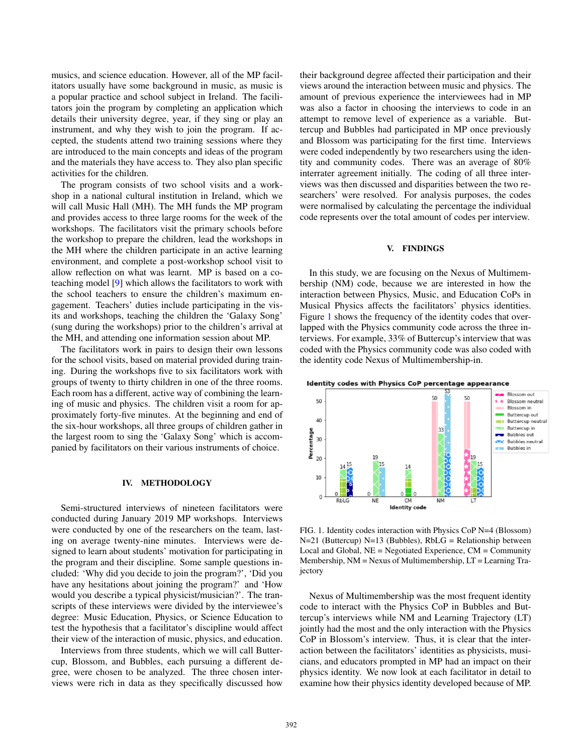musics, and science education. However, all of the MP facilitators usually have some background in music, as music is a popular practice and school subject in Ireland. The facilitators join the program by completing an application which details their university degree, year, if they sing or play an instrument, and why they wish to join the program. If accepted, the students attend two training sessions where they are introduced to the main concepts and ideas of the program and the materials they have access to. They also plan specific activities for the children.

The program consists of two school visits and a workshop in a national cultural institution in Ireland, which we will call Music Hall (MH). The MH funds the MP program and provides access to three large rooms for the week of the workshops. The facilitators visit the primary schools before the workshop to prepare the children, lead the workshops in the MH where the children participate in an active learning environment, and complete a post-workshop school visit to allow reflection on what was learnt. MP is based on a co-teaching model [9] which allows the facilitators to work with the school teachers to ensure the children's maximum engagement. Teachers' duties include participating in the visits and workshops, teaching the children the 'Galaxy Song' (sung during the workshops) prior to the children's arrival at the MH, and attending one information session about MP.

The facilitators work in pairs to design their own lessons for the school visits, based on material provided during training. During the workshops five to six facilitators work with groups of twenty to thirty children in one of the three rooms. Each room has a different, active way of combining the learning of music and physics. The children visit a room for approximately forty-five minutes. At the beginning and end of the six-hour workshops, all three groups of children gather in the largest room to sing the 'Galaxy Song' which is accompanied by facilitators on their various instruments of choice.

## IV. METHODOLOGY

Semi-structured interviews of nineteen facilitators were conducted during January 2019 MP workshops. Interviews were conducted by one of the researchers on the team, lasting on average twenty-nine minutes. Interviews were designed to learn about students' motivation for participating in the program and their discipline. Some sample questions included: 'Why did you decide to join the program?', 'Did you have any hesitations about joining the program?' and 'How would you describe a typical physicist/musician?'. The transcripts of these interviews were divided by the interviewee's degree: Music Education, Physics, or Science Education to test the hypothesis that a facilitator's discipline would affect their view of the interaction of music, physics, and education.

Interviews from three students, which we will call Buttercup, Blossom, and Bubbles, each pursuing a different degree, were chosen to be analyzed. The three chosen interviews were rich in data as they specifically discussed how their background degree affected their participation and their views around the interaction between music and physics. The amount of previous experience the interviewees had in MP was also a factor in choosing the interviews to code in an attempt to remove level of experience as a variable. Buttercup and Bubbles had participated in MP once previously and Blossom was participating for the first time. Interviews were coded independently by two researchers using the identity and community codes. There was an average of 80% interrater agreement initially. The coding of all three interviews was then discussed and disparities between the two researchers' were resolved. For analysis purposes, the codes were normalised by calculating the percentage the individual code represents over the total amount of codes per interview.

## V. FINDINGS

In this study, we are focusing on the Nexus of Multimembership (NM) code, because we are interested in how the interaction between Physics, Music, and Education CoPs in Musical Physics affects the facilitators' physics identities. Figure 1 shows the frequency of the identity codes that overlapped with the Physics community code across the three interviews. For example, 33% of Buttercup's interview that was coded with the Physics community code was also coded with the identity code Nexus of Multimembership-in.

FIG. 1. Identity codes interaction with Physics CoP N=4 (Blossom) N=21 (Buttercup) N=13 (Bubbles), RbLG = Relationship between Local and Global, NE = Negotiated Experience, CM = Community Membership, NM = Nexus of Multimembership, LT = Learning Trajectory

Nexus of Multimembership was the most frequent identity code to interact with the Physics CoP in Bubbles and Buttercup's interviews while NM and Learning Trajectory (LT) jointly had the most and the only interaction with the Physics CoP in Blossom's interview. Thus, it is clear that the interaction between the facilitators' identities as physicists, musicians, and educators prompted in MP had an impact on their physics identity. We now look at each facilitator in detail to examine how their physics identity developed because of MP.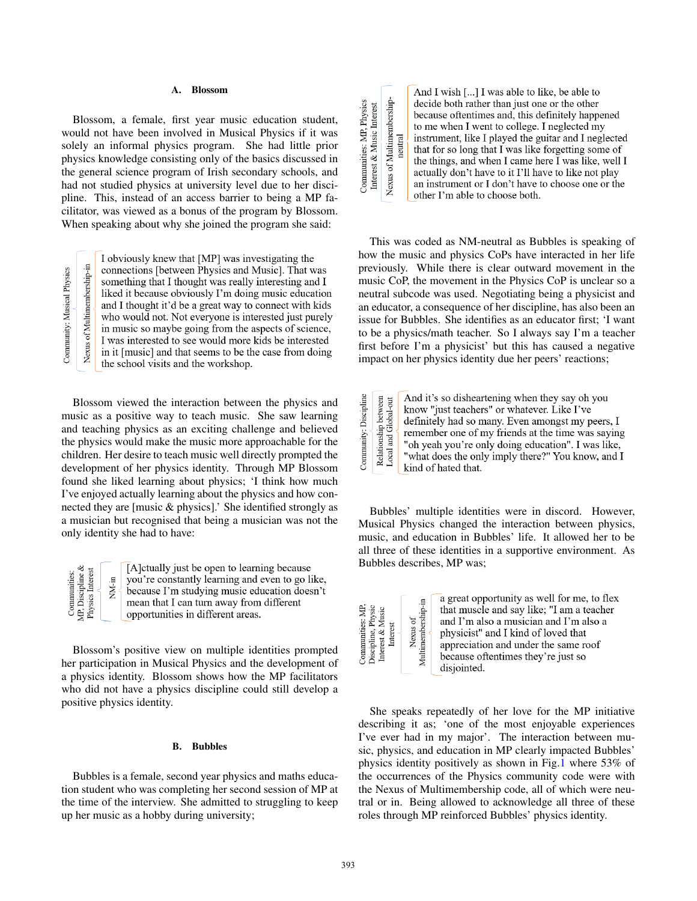### A. Blossom

Blossom, a female, first year music education student, would not have been involved in Musical Physics if it was solely an informal physics program. She had little prior physics knowledge consisting only of the basics discussed in the general science program of Irish secondary schools, and had not studied physics at university level due to her discipline. This, instead of an access barrier to being a MP facilitator, was viewed as a bonus of the program by Blossom. When speaking about why she joined the program she said:

> *Community: Musical Physics — Nexus of Multimembership-in*
>
> I obviously knew that [MP] was investigating the connections [between Physics and Music]. That was something that I thought was really interesting and I liked it because obviously I'm doing music education and I thought it'd be a great way to connect with kids who would not. Not everyone is interested just purely in music so maybe going from the aspects of science, I was interested to see would more kids be interested in it [music] and that seems to be the case from doing the school visits and the workshop.

Blossom viewed the interaction between the physics and music as a positive way to teach music. She saw learning and teaching physics as an exciting challenge and believed the physics would make the music more approachable for the children. Her desire to teach music well directly prompted the development of her physics identity. Through MP Blossom found she liked learning about physics; 'I think how much I've enjoyed actually learning about the physics and how connected they are [music & physics].' She identified strongly as a musician but recognised that being a musician was not the only identity she had to have:

> *Communities: MP, Discipline & Physics Interest — NM-in*
>
> [A]ctually just be open to learning because you're constantly learning and even to go like, because I'm studying music education doesn't mean that I can turn away from different opportunities in different areas.

Blossom's positive view on multiple identities prompted her participation in Musical Physics and the development of a physics identity. Blossom shows how the MP facilitators who did not have a physics discipline could still develop a positive physics identity.

### B. Bubbles

Bubbles is a female, second year physics and maths education student who was completing her second session of MP at the time of the interview. She admitted to struggling to keep up her music as a hobby during university;

> *Communities: MP, Physics Interest & Music Interest — Nexus of Multimembership-neutral*
>
> And I wish [...] I was able to like, be able to decide both rather than just one or the other because oftentimes and, this definitely happened to me when I went to college. I neglected my instrument, like I played the guitar and I neglected that for so long that I was like forgetting some of the things, and when I came here I was like, well I actually don't have to it I'll have to like not play an instrument or I don't have to choose one or the other I'm able to choose both.

This was coded as NM-neutral as Bubbles is speaking of how the music and physics CoPs have interacted in her life previously. While there is clear outward movement in the music CoP, the movement in the Physics CoP is unclear so a neutral subcode was used. Negotiating being a physicist and an educator, a consequence of her discipline, has also been an issue for Bubbles. She identifies as an educator first; 'I want to be a physics/math teacher. So I always say I'm a teacher first before I'm a physicist' but this has caused a negative impact on her physics identity due her peers' reactions;

> *Community: Discipline — Relationship between Local and Global-out*
>
> And it's so disheartening when they say oh you know "just teachers" or whatever. Like I've definitely had so many. Even amongst my peers, I remember one of my friends at the time was saying "oh yeah you're only doing education". I was like, "what does the only imply there?" You know, and I kind of hated that.

Bubbles' multiple identities were in discord. However, Musical Physics changed the interaction between physics, music, and education in Bubbles' life. It allowed her to be all three of these identities in a supportive environment. As Bubbles describes, MP was;

> *Communities: MP, Discipline, Physic Interest & Music Interest — Nexus of Multimembership-in*
>
> a great opportunity as well for me, to flex that muscle and say like; "I am a teacher and I'm also a musician and I'm also a physicist" and I kind of loved that appreciation and under the same roof because oftentimes they're just so disjointed.

She speaks repeatedly of her love for the MP initiative describing it as; 'one of the most enjoyable experiences I've ever had in my major'. The interaction between music, physics, and education in MP clearly impacted Bubbles' physics identity positively as shown in Fig.1 where 53% of the occurrences of the Physics community code were with the Nexus of Multimembership code, all of which were neutral or in. Being allowed to acknowledge all three of these roles through MP reinforced Bubbles' physics identity.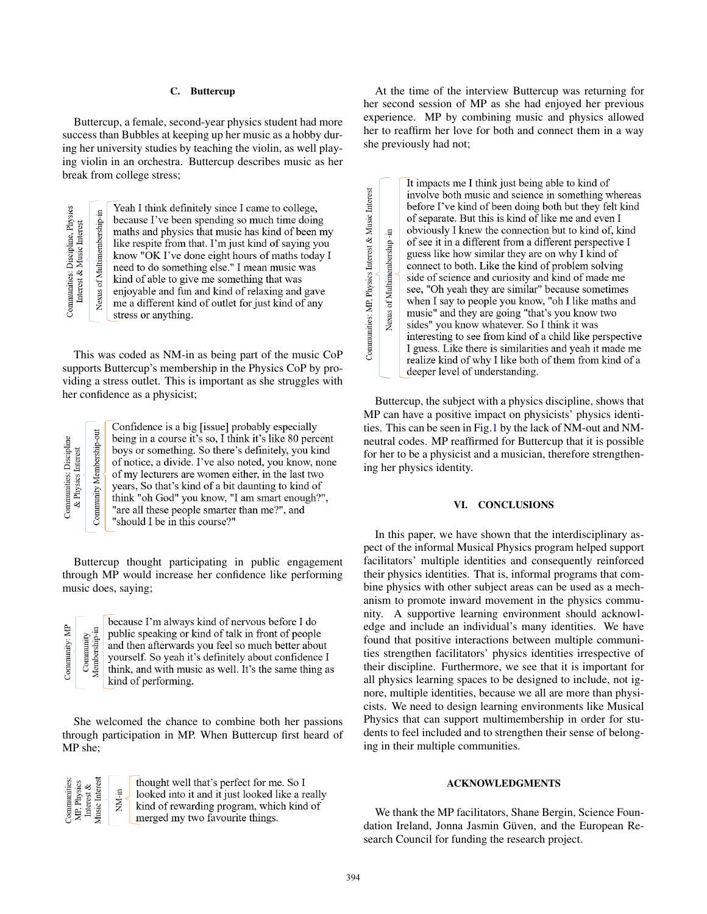### C. Buttercup

Buttercup, a female, second-year physics student had more success than Bubbles at keeping up her music as a hobby during her university studies by teaching the violin, as well playing violin in an orchestra. Buttercup describes music as her break from college stress;

| Communities: Discipline, Physics Interest & Music Interest | Nexus of Multimembership-in | Yeah I think definitely since I came to college, because I've been spending so much time doing maths and physics that music has kind of been my like respite from that. I'm just kind of saying you know "OK I've done eight hours of maths today I need to do something else." I mean music was kind of able to give me something that was enjoyable and fun and kind of relaxing and gave me a different kind of outlet for just kind of any stress or anything. |
|---|---|---|

This was coded as NM-in as being part of the music CoP supports Buttercup's membership in the Physics CoP by providing a stress outlet. This is important as she struggles with her confidence as a physicist;

| Communities: Discipline & Physics Interest | Community Membership-out | Confidence is a big [issue] probably especially being in a course it's so, I think it's like 80 percent boys or something. So there's definitely, you kind of notice, a divide. I've also noted, you know, none of my lecturers are women either, in the last two years, So that's kind of a bit daunting to kind of think "oh God" you know, "I am smart enough?", "are all these people smarter than me?", and "should I be in this course?" |
|---|---|---|

Buttercup thought participating in public engagement through MP would increase her confidence like performing music does, saying;

| Community: MP | Community Membership-in | because I'm always kind of nervous before I do public speaking or kind of talk in front of people and then afterwards you feel so much better about yourself. So yeah it's definitely about confidence I think, and with music as well. It's the same thing as kind of performing. |
|---|---|---|

She welcomed the chance to combine both her passions through participation in MP. When Buttercup first heard of MP she;

| Communities: MP, Physics Interest & Music Interest | NM-in | thought well that's perfect for me. So I looked into it and it just looked like a really kind of rewarding program, which kind of merged my two favourite things. |
|---|---|---|

At the time of the interview Buttercup was returning for her second session of MP as she had enjoyed her previous experience. MP by combining music and physics allowed her to reaffirm her love for both and connect them in a way she previously had not;

| Communities: MP, Physics Interest & Music Interest | Nexus of Multimembership -in | It impacts me I think just being able to kind of involve both music and science in something whereas before I've kind of been doing both but they felt kind of separate. But this is kind of like me and even I obviously I knew the connection but to kind of, kind of see it in a different from a different perspective I guess like how similar they are on why I kind of connect to both. Like the kind of problem solving side of science and curiosity and kind of made me see, "Oh yeah they are similar" because sometimes when I say to people you know, "oh I like maths and music" and they are going "that's you know two sides" you know whatever. So I think it was interesting to see from kind of a child like perspective I guess. Like there is similarities and yeah it made me realize kind of why I like both of them from kind of a deeper level of understanding. |
|---|---|---|

Buttercup, the subject with a physics discipline, shows that MP can have a positive impact on physicists' physics identities. This can be seen in Fig.1 by the lack of NM-out and NM-neutral codes. MP reaffirmed for Buttercup that it is possible for her to be a physicist and a musician, therefore strengthening her physics identity.

## VI. CONCLUSIONS

In this paper, we have shown that the interdisciplinary aspect of the informal Musical Physics program helped support facilitators' multiple identities and consequently reinforced their physics identities. That is, informal programs that combine physics with other subject areas can be used as a mechanism to promote inward movement in the physics community. A supportive learning environment should acknowledge and include an individual's many identities. We have found that positive interactions between multiple communities strengthen facilitators' physics identities irrespective of their discipline. Furthermore, we see that it is important for all physics learning spaces to be designed to include, not ignore, multiple identities, because we all are more than physicists. We need to design learning environments like Musical Physics that can support multimembership in order for students to feel included and to strengthen their sense of belonging in their multiple communities.

## ACKNOWLEDGMENTS

We thank the MP facilitators, Shane Bergin, Science Foundation Ireland, Jonna Jasmin Güven, and the European Research Council for funding the research project.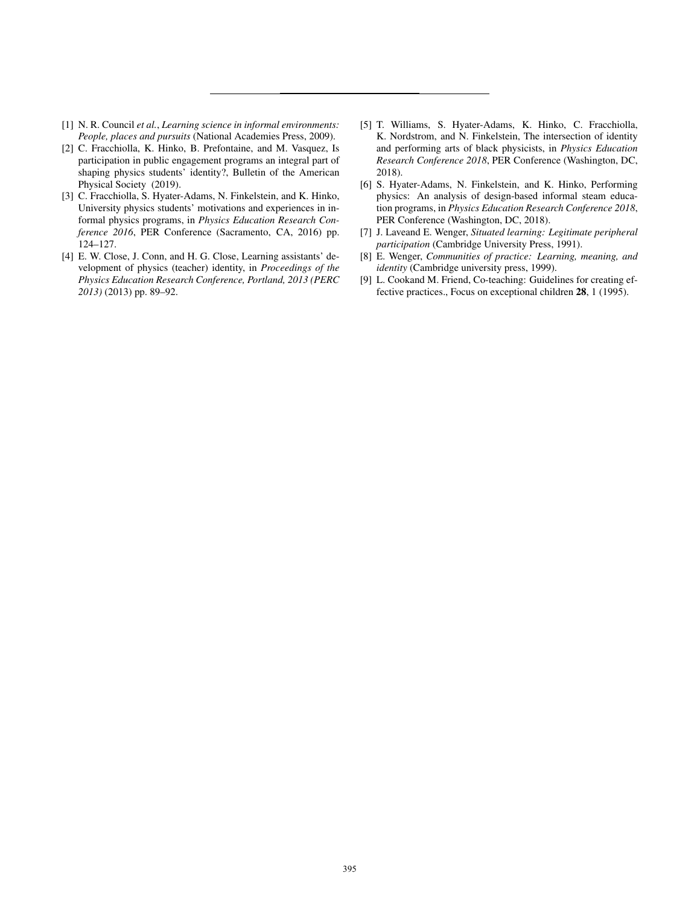[1] N. R. Council *et al.*, *Learning science in informal environments: People, places and pursuits* (National Academies Press, 2009).

[2] C. Fracchiolla, K. Hinko, B. Prefontaine, and M. Vasquez, Is participation in public engagement programs an integral part of shaping physics students' identity?, Bulletin of the American Physical Society (2019).

[3] C. Fracchiolla, S. Hyater-Adams, N. Finkelstein, and K. Hinko, University physics students' motivations and experiences in informal physics programs, in *Physics Education Research Conference 2016*, PER Conference (Sacramento, CA, 2016) pp. 124–127.

[4] E. W. Close, J. Conn, and H. G. Close, Learning assistants' development of physics (teacher) identity, in *Proceedings of the Physics Education Research Conference, Portland, 2013 (PERC 2013)* (2013) pp. 89–92.

[5] T. Williams, S. Hyater-Adams, K. Hinko, C. Fracchiolla, K. Nordstrom, and N. Finkelstein, The intersection of identity and performing arts of black physicists, in *Physics Education Research Conference 2018*, PER Conference (Washington, DC, 2018).

[6] S. Hyater-Adams, N. Finkelstein, and K. Hinko, Performing physics: An analysis of design-based informal steam education programs, in *Physics Education Research Conference 2018*, PER Conference (Washington, DC, 2018).

[7] J. Laveand E. Wenger, *Situated learning: Legitimate peripheral participation* (Cambridge University Press, 1991).

[8] E. Wenger, *Communities of practice: Learning, meaning, and identity* (Cambridge university press, 1999).

[9] L. Cookand M. Friend, Co-teaching: Guidelines for creating effective practices., Focus on exceptional children **28**, 1 (1995).